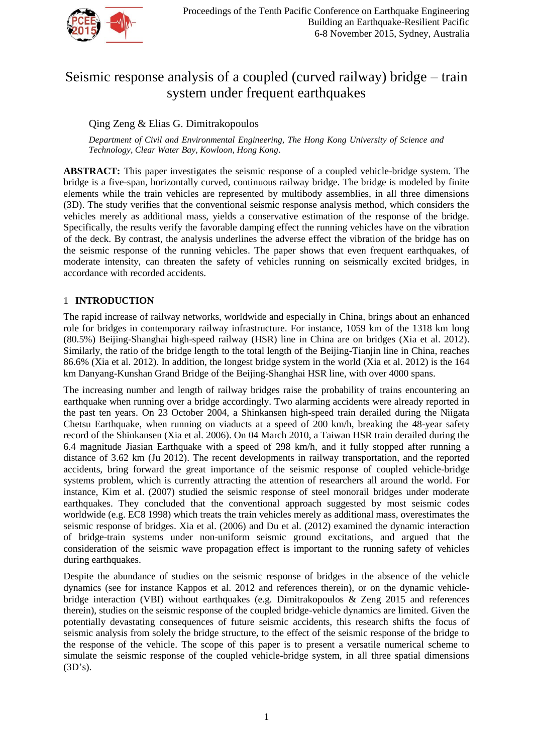# Seismic response analysis of a coupled (curved railway) bridge – train system under frequent earthquakes

Qing Zeng & Elias G. Dimitrakopoulos

*Department of Civil and Environmental Engineering, The Hong Kong University of Science and Technology, Clear Water Bay, Kowloon, Hong Kong.*

**ABSTRACT:** This paper investigates the seismic response of a coupled vehicle-bridge system. The bridge is a five-span, horizontally curved, continuous railway bridge. The bridge is modeled by finite elements while the train vehicles are represented by multibody assemblies, in all three dimensions (3D). The study verifies that the conventional seismic response analysis method, which considers the vehicles merely as additional mass, yields a conservative estimation of the response of the bridge. Specifically, the results verify the favorable damping effect the running vehicles have on the vibration of the deck. By contrast, the analysis underlines the adverse effect the vibration of the bridge has on the seismic response of the running vehicles. The paper shows that even frequent earthquakes, of moderate intensity, can threaten the safety of vehicles running on seismically excited bridges, in accordance with recorded accidents.

## 1 INTRODUCTION

The rapid increase of railway networks, worldwide and especially in China, brings about an enhanced role for bridges in contemporary railway infrastructure. For instance, 1059 km of the 1318 km long (80.5%) Beijing-Shanghai high-speed railway (HSR) line in China are on bridges (Xia et al. 2012). Similarly, the ratio of the bridge length to the total length of the Beijing-Tianjin line in China, reaches 86.6% (Xia et al. 2012). In addition, the longest bridge system in the world (Xia et al. 2012) is the 164 km Danyang-Kunshan Grand Bridge of the Beijing-Shanghai HSR line, with over 4000 spans.

The increasing number and length of railway bridges raise the probability of trains encountering an earthquake when running over a bridge accordingly. Two alarming accidents were already reported in the past ten years. On 23 October 2004, a Shinkansen high-speed train derailed during the Niigata Chetsu Earthquake, when running on viaducts at a speed of 200 km/h, breaking the 48-year safety record of the Shinkansen (Xia et al. 2006). On 04 March 2010, a Taiwan HSR train derailed during the 6.4 magnitude Jiasian Earthquake with a speed of 298 km/h, and it fully stopped after running a distance of 3.62 km (Ju 2012). The recent developments in railway transportation, and the reported accidents, bring forward the great importance of the seismic response of coupled vehicle-bridge systems problem, which is currently attracting the attention of researchers all around the world. For instance, Kim et al. (2007) studied the seismic response of steel monorail bridges under moderate earthquakes. They concluded that the conventional approach suggested by most seismic codes worldwide (e.g. EC8 1998) which treats the train vehicles merely as additional mass, overestimates the seismic response of bridges. Xia et al. (2006) and Du et al. (2012) examined the dynamic interaction of bridge-train systems under non-uniform seismic ground excitations, and argued that the consideration of the seismic wave propagation effect is important to the running safety of vehicles during earthquakes.

Despite the abundance of studies on the seismic response of bridges in the absence of the vehicle dynamics (see for instance Kappos et al. 2012 and references therein), or on the dynamic vehicle-bridge interaction (VBI) without earthquakes (e.g. Dimitrakopoulos & Zeng 2015 and references therein), studies on the seismic response of the coupled bridge-vehicle dynamics are limited. Given the potentially devastating consequences of future seismic accidents, this research shifts the focus of seismic analysis from solely the bridge structure, to the effect of the seismic response of the bridge to the response of the vehicle. The scope of this paper is to present a versatile numerical scheme to simulate the seismic response of the coupled vehicle-bridge system, in all three spatial dimensions (3D's).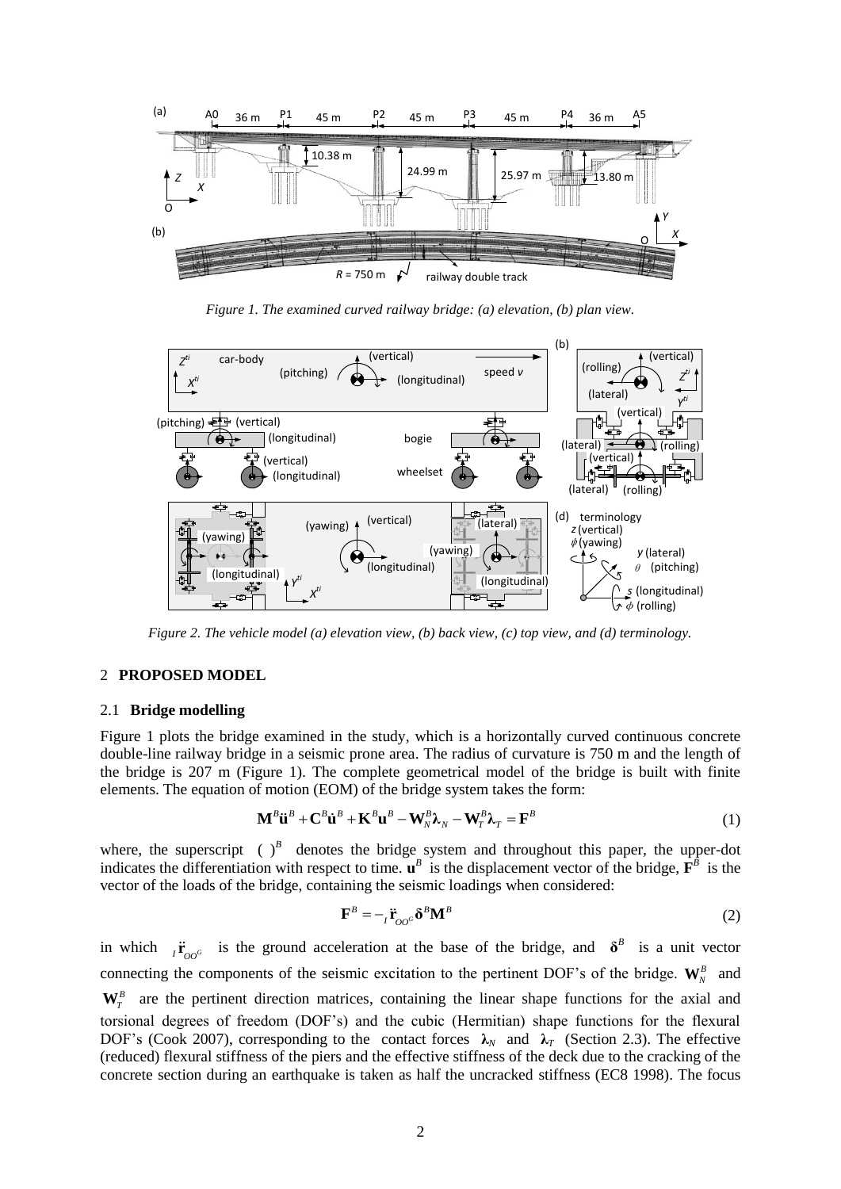*Figure 1. The examined curved railway bridge: (a) elevation, (b) plan view.*

*Figure 2. The vehicle model (a) elevation view, (b) back view, (c) top view, and (d) terminology.*

## 2 PROPOSED MODEL

### 2.1 Bridge modelling

Figure 1 plots the bridge examined in the study, which is a horizontally curved continuous concrete double-line railway bridge in a seismic prone area. The radius of curvature is 750 m and the length of the bridge is 207 m (Figure 1). The complete geometrical model of the bridge is built with finite elements. The equation of motion (EOM) of the bridge system takes the form:

$$\mathbf{M}^B\ddot{\mathbf{u}}^B + \mathbf{C}^B\dot{\mathbf{u}}^B + \mathbf{K}^B\mathbf{u}^B - \mathbf{W}_N^B\boldsymbol{\lambda}_N - \mathbf{W}_T^B\boldsymbol{\lambda}_T = \mathbf{F}^B \tag{1}$$

where, the superscript $(\ )^B$ denotes the bridge system and throughout this paper, the upper-dot indicates the differentiation with respect to time. $\mathbf{u}^B$ is the displacement vector of the bridge, $\mathbf{F}^B$ is the vector of the loads of the bridge, containing the seismic loadings when considered:

$$\mathbf{F}^B = -{}_I\ddot{\mathbf{r}}_{OO^G}\boldsymbol{\delta}^B\mathbf{M}^B \tag{2}$$

in which ${}_I\ddot{\mathbf{r}}_{OO^G}$ is the ground acceleration at the base of the bridge, and $\boldsymbol{\delta}^B$ is a unit vector connecting the components of the seismic excitation to the pertinent DOF's of the bridge. $\mathbf{W}_N^B$ and $\mathbf{W}_T^B$ are the pertinent direction matrices, containing the linear shape functions for the axial and torsional degrees of freedom (DOF's) and the cubic (Hermitian) shape functions for the flexural DOF's (Cook 2007), corresponding to the contact forces $\boldsymbol{\lambda}_N$ and $\boldsymbol{\lambda}_T$ (Section 2.3). The effective (reduced) flexural stiffness of the piers and the effective stiffness of the deck due to the cracking of the concrete section during an earthquake is taken as half the uncracked stiffness (EC8 1998). The focus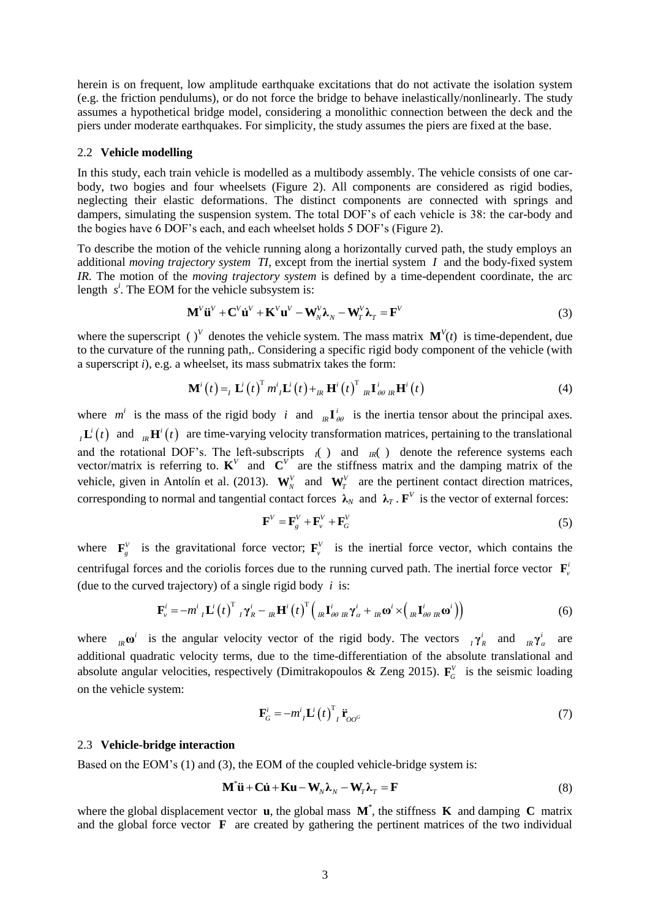herein is on frequent, low amplitude earthquake excitations that do not activate the isolation system (e.g. the friction pendulums), or do not force the bridge to behave inelastically/nonlinearly. The study assumes a hypothetical bridge model, considering a monolithic connection between the deck and the piers under moderate earthquakes. For simplicity, the study assumes the piers are fixed at the base.

### 2.2 Vehicle modelling

In this study, each train vehicle is modelled as a multibody assembly. The vehicle consists of one car-body, two bogies and four wheelsets (Figure 2). All components are considered as rigid bodies, neglecting their elastic deformations. The distinct components are connected with springs and dampers, simulating the suspension system. The total DOF's of each vehicle is 38: the car-body and the bogies have 6 DOF's each, and each wheelset holds 5 DOF's (Figure 2).

To describe the motion of the vehicle running along a horizontally curved path, the study employs an additional *moving trajectory system TI*, except from the inertial system $I$ and the body-fixed system *IR*. The motion of the *moving trajectory system* is defined by a time-dependent coordinate, the arc length $s^i$. The EOM for the vehicle subsystem is:

$$\mathbf{M}^V\ddot{\mathbf{u}}^V + \mathbf{C}^V\dot{\mathbf{u}}^V + \mathbf{K}^V\mathbf{u}^V - \mathbf{W}_N^V\boldsymbol{\lambda}_N - \mathbf{W}_T^V\boldsymbol{\lambda}_T = \mathbf{F}^V \tag{3}$$

where the superscript $(\,)^V$ denotes the vehicle system. The mass matrix $\mathbf{M}^V(t)$ is time-dependent, due to the curvature of the running path,. Considering a specific rigid body component of the vehicle (with a superscript *i*), e.g. a wheelset, its mass submatrix takes the form:

$$\mathbf{M}^i(t) = {}_I\mathbf{L}^i(t)^{\mathrm{T}}\, m^i\, {}_I\mathbf{L}^i(t) + {}_{IR}\mathbf{H}^i(t)^{\mathrm{T}}\, {}_{IR}\mathbf{I}^i_{\theta\theta}\, {}_{IR}\mathbf{H}^i(t) \tag{4}$$

where $m^i$ is the mass of the rigid body $i$ and ${}_{IR}\mathbf{I}^i_{\theta\theta}$ is the inertia tensor about the principal axes. ${}_I\mathbf{L}^i(t)$ and ${}_{IR}\mathbf{H}^i(t)$ are time-varying velocity transformation matrices, pertaining to the translational and the rotational DOF's. The left-subscripts ${}_I(\,)$ and ${}_{IR}(\,)$ denote the reference systems each vector/matrix is referring to. $\mathbf{K}^V$ and $\mathbf{C}^V$ are the stiffness matrix and the damping matrix of the vehicle, given in Antolín et al. (2013). $\mathbf{W}_N^V$ and $\mathbf{W}_T^V$ are the pertinent contact direction matrices, corresponding to normal and tangential contact forces $\boldsymbol{\lambda}_N$ and $\boldsymbol{\lambda}_T$. $\mathbf{F}^V$ is the vector of external forces:

$$\mathbf{F}^V = \mathbf{F}_g^V + \mathbf{F}_v^V + \mathbf{F}_G^V \tag{5}$$

where $\mathbf{F}_g^V$ is the gravitational force vector; $\mathbf{F}_v^V$ is the inertial force vector, which contains the centrifugal forces and the coriolis forces due to the running curved path. The inertial force vector $\mathbf{F}_v^i$ (due to the curved trajectory) of a single rigid body $i$ is:

$$\mathbf{F}_v^i = -m^i\, {}_I\mathbf{L}^i(t)^{\mathrm{T}}\, {}_I\boldsymbol{\gamma}_R^i - {}_{IR}\mathbf{H}^i(t)^{\mathrm{T}}\left({}_{IR}\mathbf{I}^i_{\theta\theta}\, {}_{IR}\boldsymbol{\gamma}_\alpha^i + {}_{IR}\boldsymbol{\omega}^i \times \left({}_{IR}\mathbf{I}^i_{\theta\theta}\, {}_{IR}\boldsymbol{\omega}^i\right)\right) \tag{6}$$

where ${}_{IR}\boldsymbol{\omega}^i$ is the angular velocity vector of the rigid body. The vectors ${}_I\boldsymbol{\gamma}_R^i$ and ${}_{IR}\boldsymbol{\gamma}_\alpha^i$ are additional quadratic velocity terms, due to the time-differentiation of the absolute translational and absolute angular velocities, respectively (Dimitrakopoulos & Zeng 2015). $\mathbf{F}_G^V$ is the seismic loading on the vehicle system:

$$\mathbf{F}_G^i = -m^i\, {}_I\mathbf{L}^i(t)^{\mathrm{T}}\, {}_I\ddot{\mathbf{r}}_{OO^G} \tag{7}$$

### 2.3 Vehicle-bridge interaction

Based on the EOM's (1) and (3), the EOM of the coupled vehicle-bridge system is:

$$\mathbf{M}^*\ddot{\mathbf{u}} + \mathbf{C}\dot{\mathbf{u}} + \mathbf{K}\mathbf{u} - \mathbf{W}_N\boldsymbol{\lambda}_N - \mathbf{W}_T\boldsymbol{\lambda}_T = \mathbf{F} \tag{8}$$

where the global displacement vector $\mathbf{u}$, the global mass $\mathbf{M}^*$, the stiffness $\mathbf{K}$ and damping $\mathbf{C}$ matrix and the global force vector $\mathbf{F}$ are created by gathering the pertinent matrices of the two individual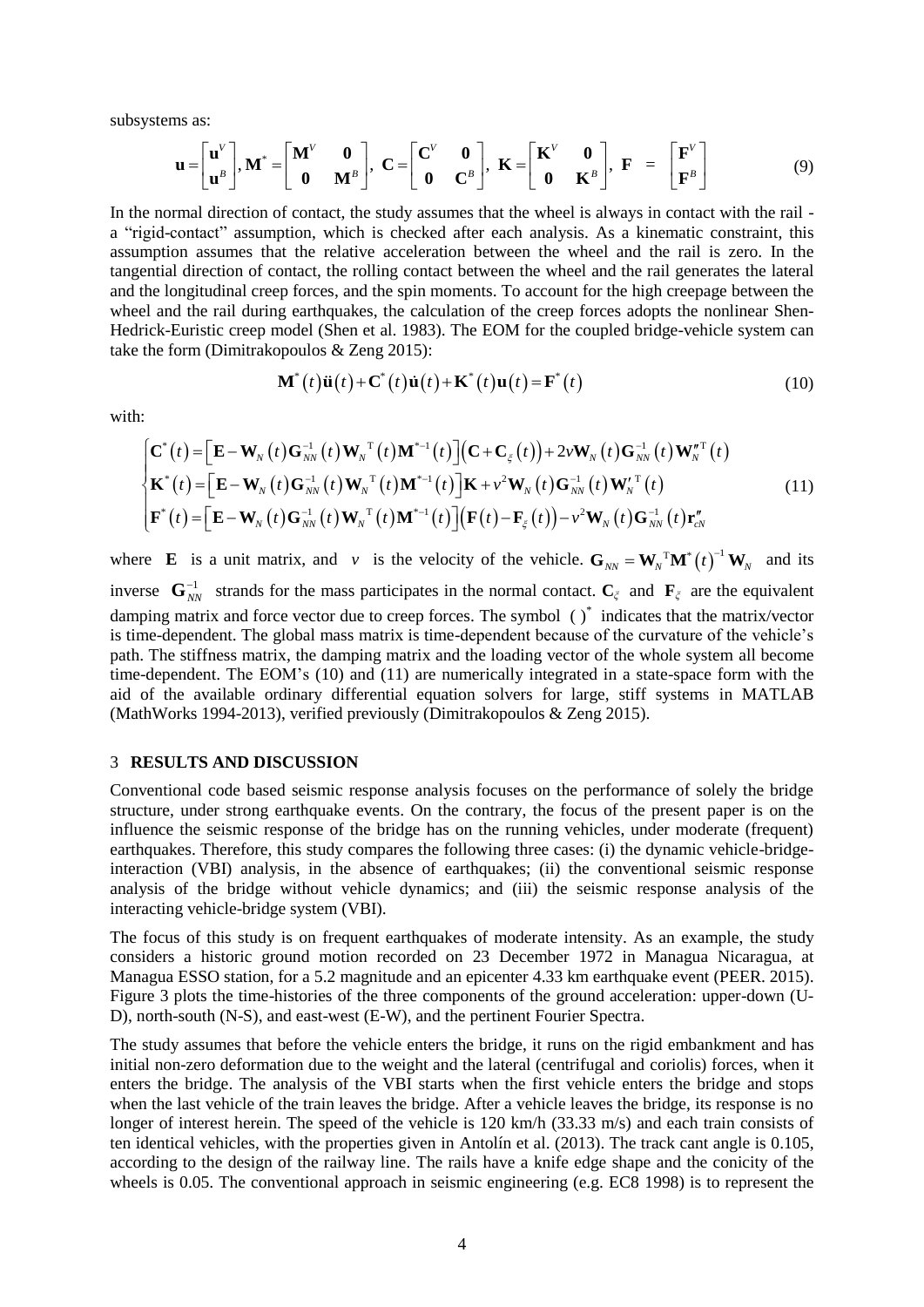subsystems as:

$$\mathbf{u}=\begin{bmatrix}\mathbf{u}^V\\ \mathbf{u}^B\end{bmatrix},\mathbf{M}^*=\begin{bmatrix}\mathbf{M}^V & \mathbf{0}\\ \mathbf{0} & \mathbf{M}^B\end{bmatrix},\ \mathbf{C}=\begin{bmatrix}\mathbf{C}^V & \mathbf{0}\\ \mathbf{0} & \mathbf{C}^B\end{bmatrix},\ \mathbf{K}=\begin{bmatrix}\mathbf{K}^V & \mathbf{0}\\ \mathbf{0} & \mathbf{K}^B\end{bmatrix},\ \mathbf{F}\ =\ \begin{bmatrix}\mathbf{F}^V\\ \mathbf{F}^B\end{bmatrix} \tag{9}$$

In the normal direction of contact, the study assumes that the wheel is always in contact with the rail - a "rigid-contact" assumption, which is checked after each analysis. As a kinematic constraint, this assumption assumes that the relative acceleration between the wheel and the rail is zero. In the tangential direction of contact, the rolling contact between the wheel and the rail generates the lateral and the longitudinal creep forces, and the spin moments. To account for the high creepage between the wheel and the rail during earthquakes, the calculation of the creep forces adopts the nonlinear Shen-Hedrick-Euristic creep model (Shen et al. 1983). The EOM for the coupled bridge-vehicle system can take the form (Dimitrakopoulos & Zeng 2015):

$$\mathbf{M}^*(t)\ddot{\mathbf{u}}(t)+\mathbf{C}^*(t)\dot{\mathbf{u}}(t)+\mathbf{K}^*(t)\mathbf{u}(t)=\mathbf{F}^*(t) \tag{10}$$

with:

$$\begin{cases}\mathbf{C}^*(t)=\left[\mathbf{E}-\mathbf{W}_N(t)\mathbf{G}_{NN}^{-1}(t)\mathbf{W}_N^{\mathrm{T}}(t)\mathbf{M}^{*-1}(t)\right]\left(\mathbf{C}+\mathbf{C}_\xi(t)\right)+2v\mathbf{W}_N(t)\mathbf{G}_{NN}^{-1}(t)\mathbf{W}_N''^{\mathrm{T}}(t)\\ \mathbf{K}^*(t)=\left[\mathbf{E}-\mathbf{W}_N(t)\mathbf{G}_{NN}^{-1}(t)\mathbf{W}_N^{\mathrm{T}}(t)\mathbf{M}^{*-1}(t)\right]\mathbf{K}+v^2\mathbf{W}_N(t)\mathbf{G}_{NN}^{-1}(t)\mathbf{W}_N'^{\mathrm{T}}(t)\\ \mathbf{F}^*(t)=\left[\mathbf{E}-\mathbf{W}_N(t)\mathbf{G}_{NN}^{-1}(t)\mathbf{W}_N^{\mathrm{T}}(t)\mathbf{M}^{*-1}(t)\right]\left(\mathbf{F}(t)-\mathbf{F}_\xi(t)\right)-v^2\mathbf{W}_N(t)\mathbf{G}_{NN}^{-1}(t)\mathbf{r}_{cN}''\end{cases} \tag{11}$$

where $\mathbf{E}$ is a unit matrix, and $v$ is the velocity of the vehicle. $\mathbf{G}_{NN}=\mathbf{W}_N^{\mathrm{T}}\mathbf{M}^*(t)^{-1}\mathbf{W}_N$ and its inverse $\mathbf{G}_{NN}^{-1}$ strands for the mass participates in the normal contact. $\mathbf{C}_\xi$ and $\mathbf{F}_\xi$ are the equivalent damping matrix and force vector due to creep forces. The symbol $(\ )^*$ indicates that the matrix/vector is time-dependent. The global mass matrix is time-dependent because of the curvature of the vehicle's path. The stiffness matrix, the damping matrix and the loading vector of the whole system all become time-dependent. The EOM's (10) and (11) are numerically integrated in a state-space form with the aid of the available ordinary differential equation solvers for large, stiff systems in MATLAB (MathWorks 1994-2013), verified previously (Dimitrakopoulos & Zeng 2015).

## 3 RESULTS AND DISCUSSION

Conventional code based seismic response analysis focuses on the performance of solely the bridge structure, under strong earthquake events. On the contrary, the focus of the present paper is on the influence the seismic response of the bridge has on the running vehicles, under moderate (frequent) earthquakes. Therefore, this study compares the following three cases: (i) the dynamic vehicle-bridge-interaction (VBI) analysis, in the absence of earthquakes; (ii) the conventional seismic response analysis of the bridge without vehicle dynamics; and (iii) the seismic response analysis of the interacting vehicle-bridge system (VBI).

The focus of this study is on frequent earthquakes of moderate intensity. As an example, the study considers a historic ground motion recorded on 23 December 1972 in Managua Nicaragua, at Managua ESSO station, for a 5.2 magnitude and an epicenter 4.33 km earthquake event (PEER. 2015). Figure 3 plots the time-histories of the three components of the ground acceleration: upper-down (U-D), north-south (N-S), and east-west (E-W), and the pertinent Fourier Spectra.

The study assumes that before the vehicle enters the bridge, it runs on the rigid embankment and has initial non-zero deformation due to the weight and the lateral (centrifugal and coriolis) forces, when it enters the bridge. The analysis of the VBI starts when the first vehicle enters the bridge and stops when the last vehicle of the train leaves the bridge. After a vehicle leaves the bridge, its response is no longer of interest herein. The speed of the vehicle is 120 km/h (33.33 m/s) and each train consists of ten identical vehicles, with the properties given in Antolín et al. (2013). The track cant angle is 0.105, according to the design of the railway line. The rails have a knife edge shape and the conicity of the wheels is 0.05. The conventional approach in seismic engineering (e.g. EC8 1998) is to represent the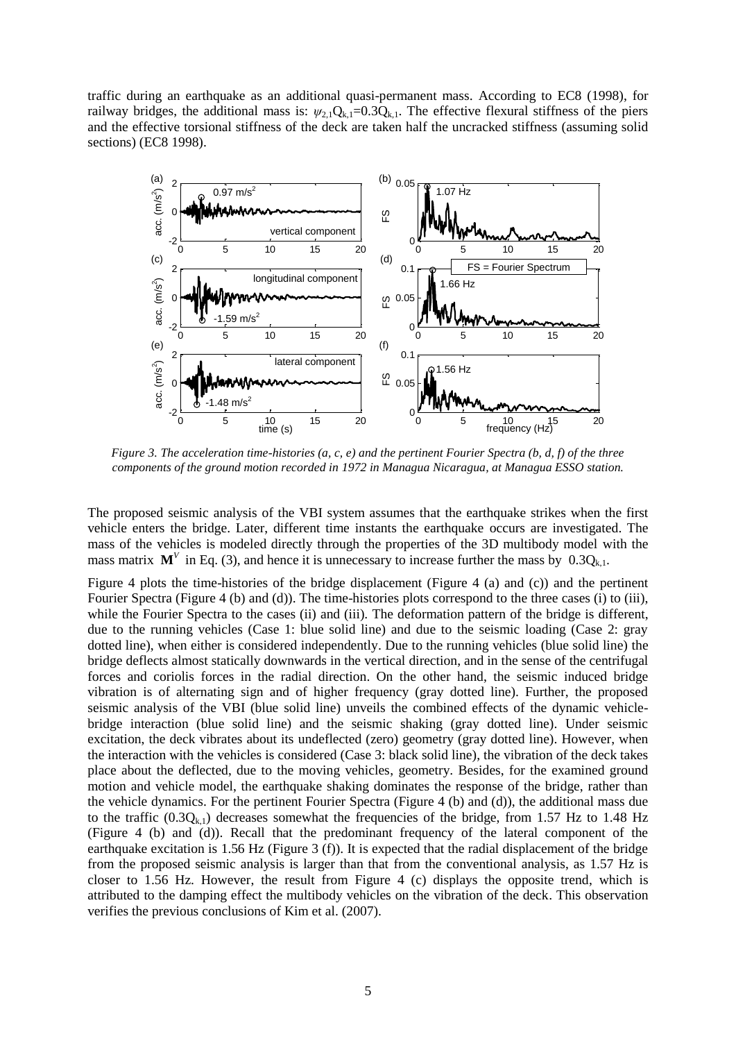traffic during an earthquake as an additional quasi-permanent mass. According to EC8 (1998), for railway bridges, the additional mass is: $\psi_{2,1}Q_{k,1}=0.3Q_{k,1}$. The effective flexural stiffness of the piers and the effective torsional stiffness of the deck are taken half the uncracked stiffness (assuming solid sections) (EC8 1998).

*Figure 3. The acceleration time-histories (a, c, e) and the pertinent Fourier Spectra (b, d, f) of the three components of the ground motion recorded in 1972 in Managua Nicaragua, at Managua ESSO station.*

The proposed seismic analysis of the VBI system assumes that the earthquake strikes when the first vehicle enters the bridge. Later, different time instants the earthquake occurs are investigated. The mass of the vehicles is modeled directly through the properties of the 3D multibody model with the mass matrix $\mathbf{M}^V$ in Eq. (3), and hence it is unnecessary to increase further the mass by $0.3Q_{k,1}$.

Figure 4 plots the time-histories of the bridge displacement (Figure 4 (a) and (c)) and the pertinent Fourier Spectra (Figure 4 (b) and (d)). The time-histories plots correspond to the three cases (i) to (iii), while the Fourier Spectra to the cases (ii) and (iii). The deformation pattern of the bridge is different, due to the running vehicles (Case 1: blue solid line) and due to the seismic loading (Case 2: gray dotted line), when either is considered independently. Due to the running vehicles (blue solid line) the bridge deflects almost statically downwards in the vertical direction, and in the sense of the centrifugal forces and coriolis forces in the radial direction. On the other hand, the seismic induced bridge vibration is of alternating sign and of higher frequency (gray dotted line). Further, the proposed seismic analysis of the VBI (blue solid line) unveils the combined effects of the dynamic vehicle-bridge interaction (blue solid line) and the seismic shaking (gray dotted line). Under seismic excitation, the deck vibrates about its undeflected (zero) geometry (gray dotted line). However, when the interaction with the vehicles is considered (Case 3: black solid line), the vibration of the deck takes place about the deflected, due to the moving vehicles, geometry. Besides, for the examined ground motion and vehicle model, the earthquake shaking dominates the response of the bridge, rather than the vehicle dynamics. For the pertinent Fourier Spectra (Figure 4 (b) and (d)), the additional mass due to the traffic ($0.3Q_{k,1}$) decreases somewhat the frequencies of the bridge, from 1.57 Hz to 1.48 Hz (Figure 4 (b) and (d)). Recall that the predominant frequency of the lateral component of the earthquake excitation is 1.56 Hz (Figure 3 (f)). It is expected that the radial displacement of the bridge from the proposed seismic analysis is larger than that from the conventional analysis, as 1.57 Hz is closer to 1.56 Hz. However, the result from Figure 4 (c) displays the opposite trend, which is attributed to the damping effect the multibody vehicles on the vibration of the deck. This observation verifies the previous conclusions of Kim et al. (2007).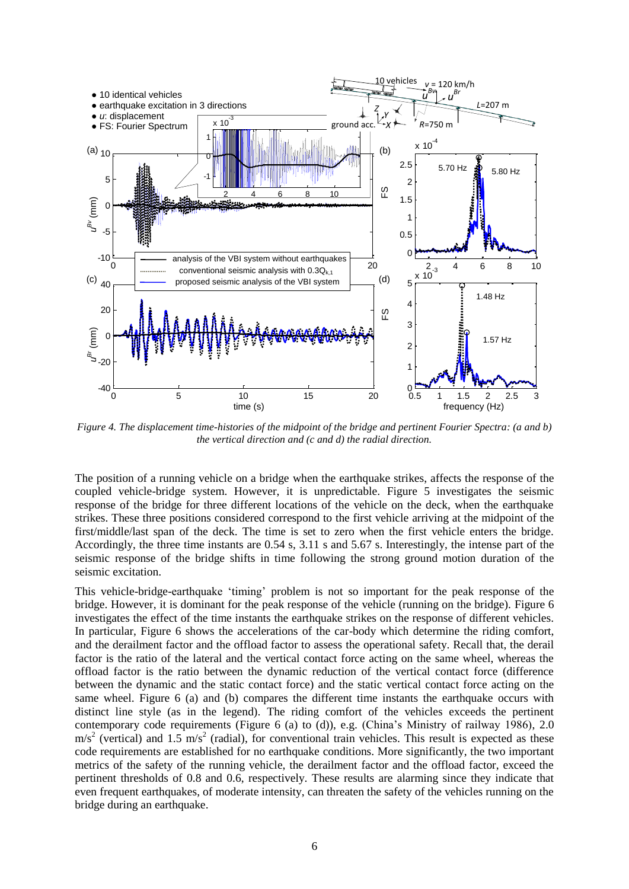*Figure 4. The displacement time-histories of the midpoint of the bridge and pertinent Fourier Spectra: (a and b) the vertical direction and (c and d) the radial direction.*

The position of a running vehicle on a bridge when the earthquake strikes, affects the response of the coupled vehicle-bridge system. However, it is unpredictable. Figure 5 investigates the seismic response of the bridge for three different locations of the vehicle on the deck, when the earthquake strikes. These three positions considered correspond to the first vehicle arriving at the midpoint of the first/middle/last span of the deck. The time is set to zero when the first vehicle enters the bridge. Accordingly, the three time instants are 0.54 s, 3.11 s and 5.67 s. Interestingly, the intense part of the seismic response of the bridge shifts in time following the strong ground motion duration of the seismic excitation.

This vehicle-bridge-earthquake 'timing' problem is not so important for the peak response of the bridge. However, it is dominant for the peak response of the vehicle (running on the bridge). Figure 6 investigates the effect of the time instants the earthquake strikes on the response of different vehicles. In particular, Figure 6 shows the accelerations of the car-body which determine the riding comfort, and the derailment factor and the offload factor to assess the operational safety. Recall that, the derail factor is the ratio of the lateral and the vertical contact force acting on the same wheel, whereas the offload factor is the ratio between the dynamic reduction of the vertical contact force (difference between the dynamic and the static contact force) and the static vertical contact force acting on the same wheel. Figure 6 (a) and (b) compares the different time instants the earthquake occurs with distinct line style (as in the legend). The riding comfort of the vehicles exceeds the pertinent contemporary code requirements (Figure 6 (a) to (d)), e.g. (China's Ministry of railway 1986), 2.0 $m/s^2$ (vertical) and 1.5 $m/s^2$ (radial), for conventional train vehicles. This result is expected as these code requirements are established for no earthquake conditions. More significantly, the two important metrics of the safety of the running vehicle, the derailment factor and the offload factor, exceed the pertinent thresholds of 0.8 and 0.6, respectively. These results are alarming since they indicate that even frequent earthquakes, of moderate intensity, can threaten the safety of the vehicles running on the bridge during an earthquake.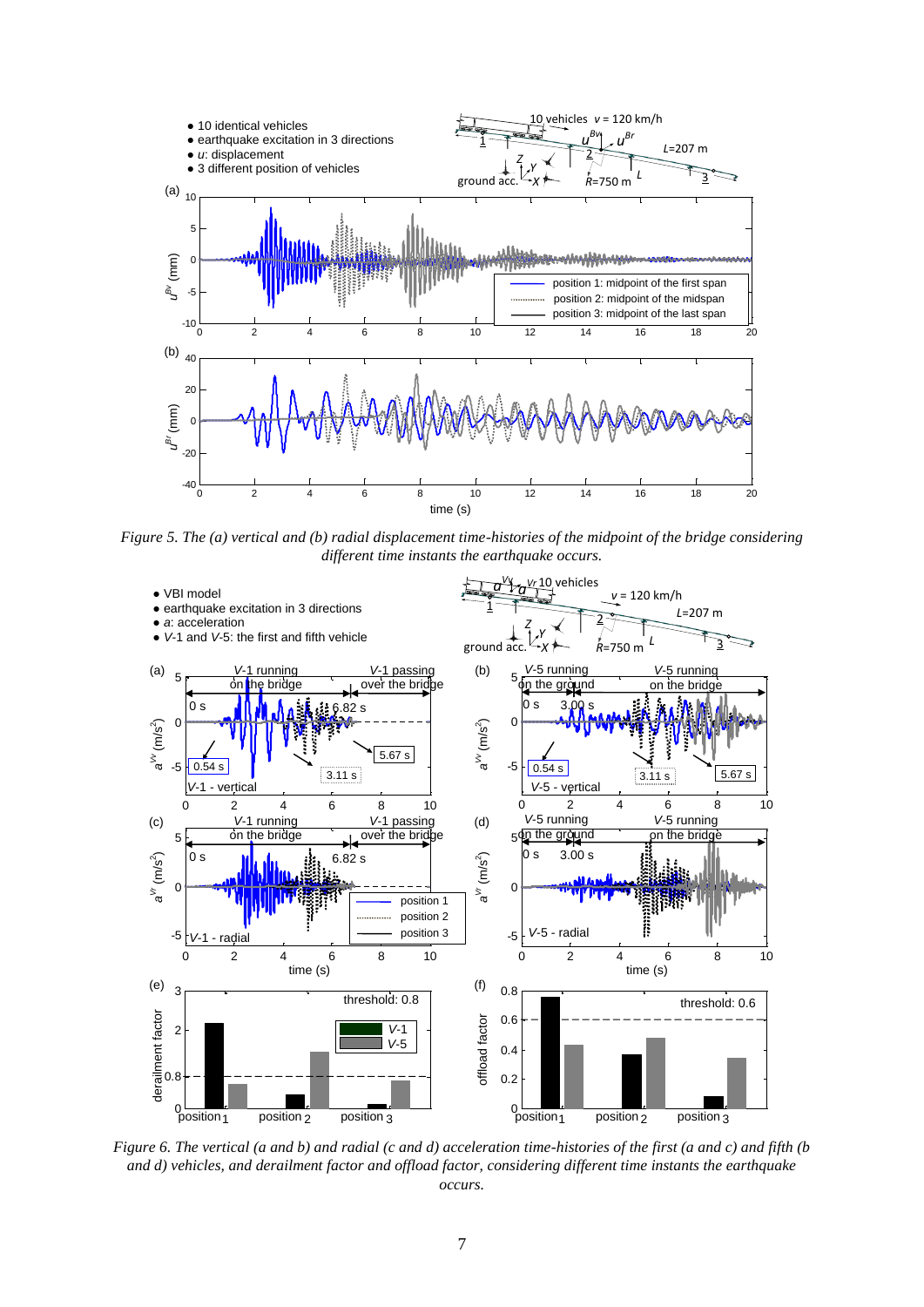*Figure 5. The (a) vertical and (b) radial displacement time-histories of the midpoint of the bridge considering different time instants the earthquake occurs.*

*Figure 6. The vertical (a and b) and radial (c and d) acceleration time-histories of the first (a and c) and fifth (b and d) vehicles, and derailment factor and offload factor, considering different time instants the earthquake occurs.*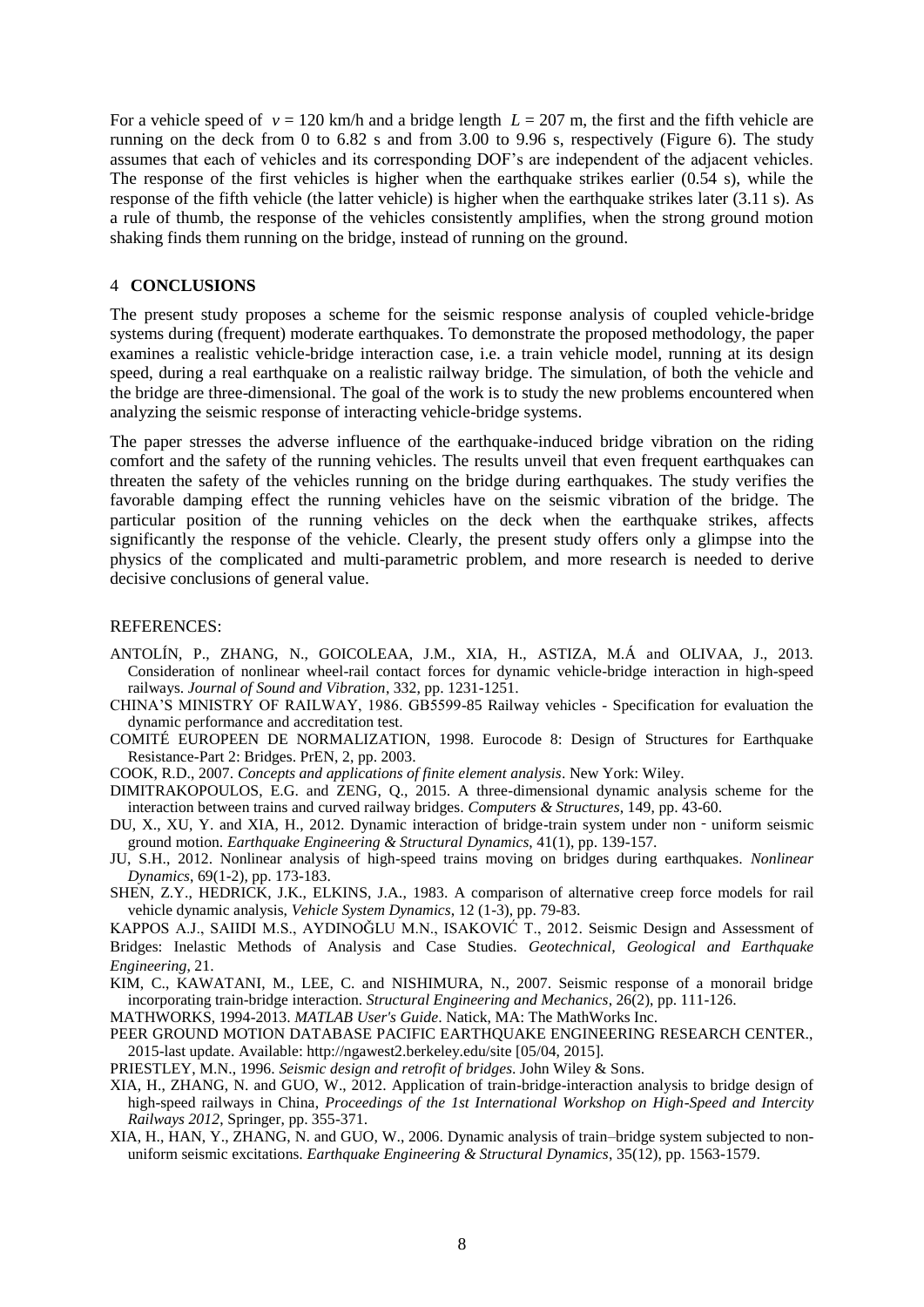For a vehicle speed of $v = 120$ km/h and a bridge length $L = 207$ m, the first and the fifth vehicle are running on the deck from 0 to 6.82 s and from 3.00 to 9.96 s, respectively (Figure 6). The study assumes that each of vehicles and its corresponding DOF's are independent of the adjacent vehicles. The response of the first vehicles is higher when the earthquake strikes earlier (0.54 s), while the response of the fifth vehicle (the latter vehicle) is higher when the earthquake strikes later (3.11 s). As a rule of thumb, the response of the vehicles consistently amplifies, when the strong ground motion shaking finds them running on the bridge, instead of running on the ground.

## 4 CONCLUSIONS

The present study proposes a scheme for the seismic response analysis of coupled vehicle-bridge systems during (frequent) moderate earthquakes. To demonstrate the proposed methodology, the paper examines a realistic vehicle-bridge interaction case, i.e. a train vehicle model, running at its design speed, during a real earthquake on a realistic railway bridge. The simulation, of both the vehicle and the bridge are three-dimensional. The goal of the work is to study the new problems encountered when analyzing the seismic response of interacting vehicle-bridge systems.

The paper stresses the adverse influence of the earthquake-induced bridge vibration on the riding comfort and the safety of the running vehicles. The results unveil that even frequent earthquakes can threaten the safety of the vehicles running on the bridge during earthquakes. The study verifies the favorable damping effect the running vehicles have on the seismic vibration of the bridge. The particular position of the running vehicles on the deck when the earthquake strikes, affects significantly the response of the vehicle. Clearly, the present study offers only a glimpse into the physics of the complicated and multi-parametric problem, and more research is needed to derive decisive conclusions of general value.

REFERENCES:

ANTOLÍN, P., ZHANG, N., GOICOLEAA, J.M., XIA, H., ASTIZA, M.Á and OLIVAA, J., 2013. Consideration of nonlinear wheel-rail contact forces for dynamic vehicle-bridge interaction in high-speed railways. *Journal of Sound and Vibration*, 332, pp. 1231-1251.

CHINA'S MINISTRY OF RAILWAY, 1986. GB5599-85 Railway vehicles - Specification for evaluation the dynamic performance and accreditation test.

COMITÉ EUROPEEN DE NORMALIZATION, 1998. Eurocode 8: Design of Structures for Earthquake Resistance-Part 2: Bridges. PrEN, 2, pp. 2003.

COOK, R.D., 2007. *Concepts and applications of finite element analysis*. New York: Wiley.

DIMITRAKOPOULOS, E.G. and ZENG, Q., 2015. A three-dimensional dynamic analysis scheme for the interaction between trains and curved railway bridges. *Computers & Structures*, 149, pp. 43-60.

DU, X., XU, Y. and XIA, H., 2012. Dynamic interaction of bridge-train system under non‐uniform seismic ground motion. *Earthquake Engineering & Structural Dynamics*, 41(1), pp. 139-157.

JU, S.H., 2012. Nonlinear analysis of high-speed trains moving on bridges during earthquakes. *Nonlinear Dynamics*, 69(1-2), pp. 173-183.

SHEN, Z.Y., HEDRICK, J.K., ELKINS, J.A., 1983. A comparison of alternative creep force models for rail vehicle dynamic analysis, *Vehicle System Dynamics*, 12 (1-3), pp. 79-83.

KAPPOS A.J., SAIIDI M.S., AYDINOĞLU M.N., ISAKOVIĆ T., 2012. Seismic Design and Assessment of Bridges: Inelastic Methods of Analysis and Case Studies. *Geotechnical, Geological and Earthquake Engineering*, 21.

KIM, C., KAWATANI, M., LEE, C. and NISHIMURA, N., 2007. Seismic response of a monorail bridge incorporating train-bridge interaction. *Structural Engineering and Mechanics*, 26(2), pp. 111-126.

MATHWORKS, 1994-2013. *MATLAB User's Guide*. Natick, MA: The MathWorks Inc.

PEER GROUND MOTION DATABASE PACIFIC EARTHQUAKE ENGINEERING RESEARCH CENTER., 2015-last update. Available: http://ngawest2.berkeley.edu/site [05/04, 2015].

PRIESTLEY, M.N., 1996. *Seismic design and retrofit of bridges*. John Wiley & Sons.

XIA, H., ZHANG, N. and GUO, W., 2012. Application of train-bridge-interaction analysis to bridge design of high-speed railways in China, *Proceedings of the 1st International Workshop on High-Speed and Intercity Railways 2012*, Springer, pp. 355-371.

XIA, H., HAN, Y., ZHANG, N. and GUO, W., 2006. Dynamic analysis of train–bridge system subjected to non-uniform seismic excitations. *Earthquake Engineering & Structural Dynamics*, 35(12), pp. 1563-1579.